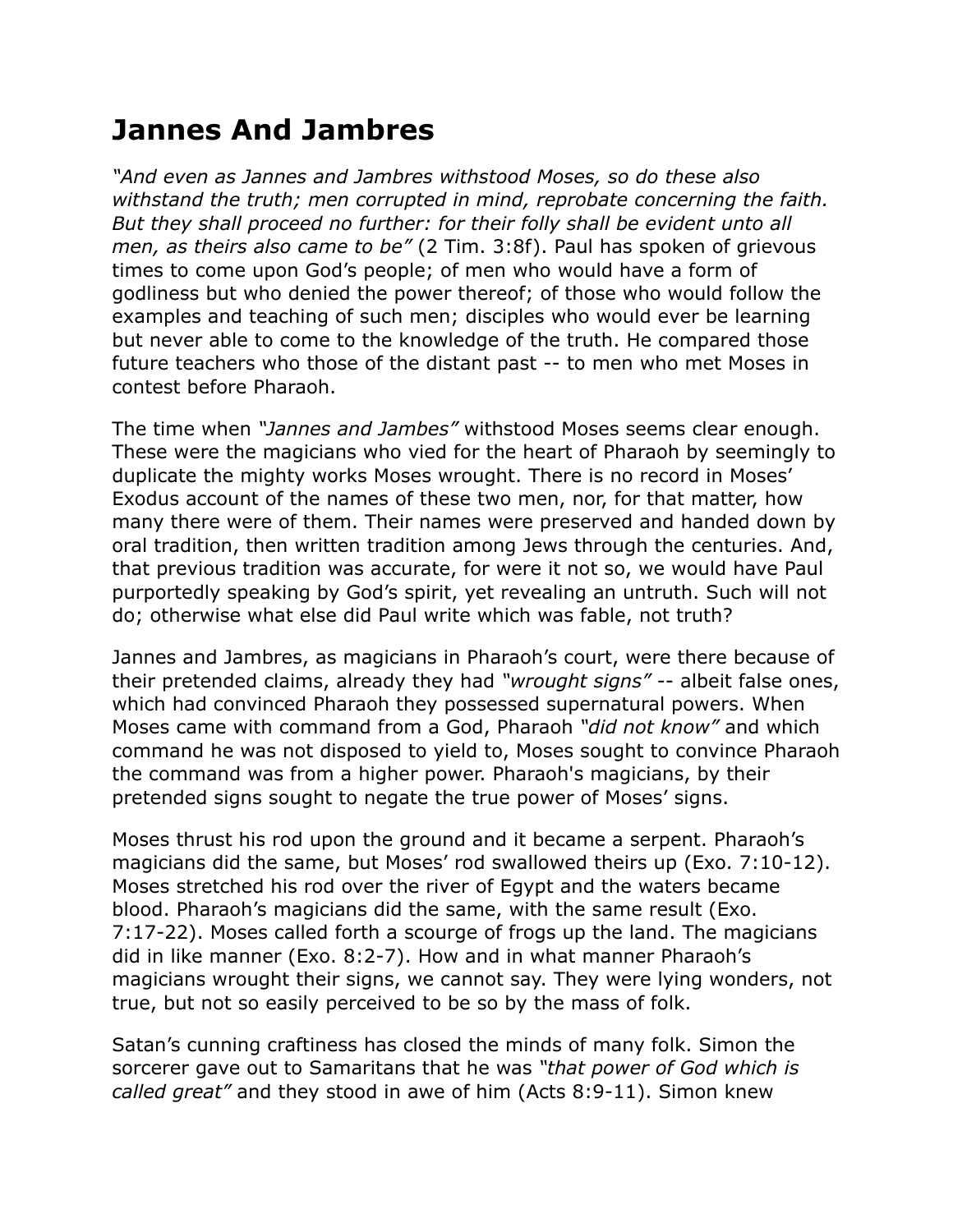# Jannes And Jambres

*"And even as Jannes and Jambres withstood Moses, so do these also withstand the truth; men corrupted in mind, reprobate concerning the faith. But they shall proceed no further: for their folly shall be evident unto all men, as theirs also came to be"* (2 Tim. 3:8f). Paul has spoken of grievous times to come upon God's people; of men who would have a form of godliness but who denied the power thereof; of those who would follow the examples and teaching of such men; disciples who would ever be learning but never able to come to the knowledge of the truth. He compared those future teachers who those of the distant past -- to men who met Moses in contest before Pharaoh.

The time when *"Jannes and Jambes"* withstood Moses seems clear enough. These were the magicians who vied for the heart of Pharaoh by seemingly to duplicate the mighty works Moses wrought. There is no record in Moses' Exodus account of the names of these two men, nor, for that matter, how many there were of them. Their names were preserved and handed down by oral tradition, then written tradition among Jews through the centuries. And, that previous tradition was accurate, for were it not so, we would have Paul purportedly speaking by God's spirit, yet revealing an untruth. Such will not do; otherwise what else did Paul write which was fable, not truth?

Jannes and Jambres, as magicians in Pharaoh's court, were there because of their pretended claims, already they had *"wrought signs"* -- albeit false ones, which had convinced Pharaoh they possessed supernatural powers. When Moses came with command from a God, Pharaoh *"did not know"* and which command he was not disposed to yield to, Moses sought to convince Pharaoh the command was from a higher power. Pharaoh's magicians, by their pretended signs sought to negate the true power of Moses' signs.

Moses thrust his rod upon the ground and it became a serpent. Pharaoh's magicians did the same, but Moses' rod swallowed theirs up (Exo. 7:10-12). Moses stretched his rod over the river of Egypt and the waters became blood. Pharaoh's magicians did the same, with the same result (Exo. 7:17-22). Moses called forth a scourge of frogs up the land. The magicians did in like manner (Exo. 8:2-7). How and in what manner Pharaoh's magicians wrought their signs, we cannot say. They were lying wonders, not true, but not so easily perceived to be so by the mass of folk.

Satan's cunning craftiness has closed the minds of many folk. Simon the sorcerer gave out to Samaritans that he was *"that power of God which is called great"* and they stood in awe of him (Acts 8:9-11). Simon knew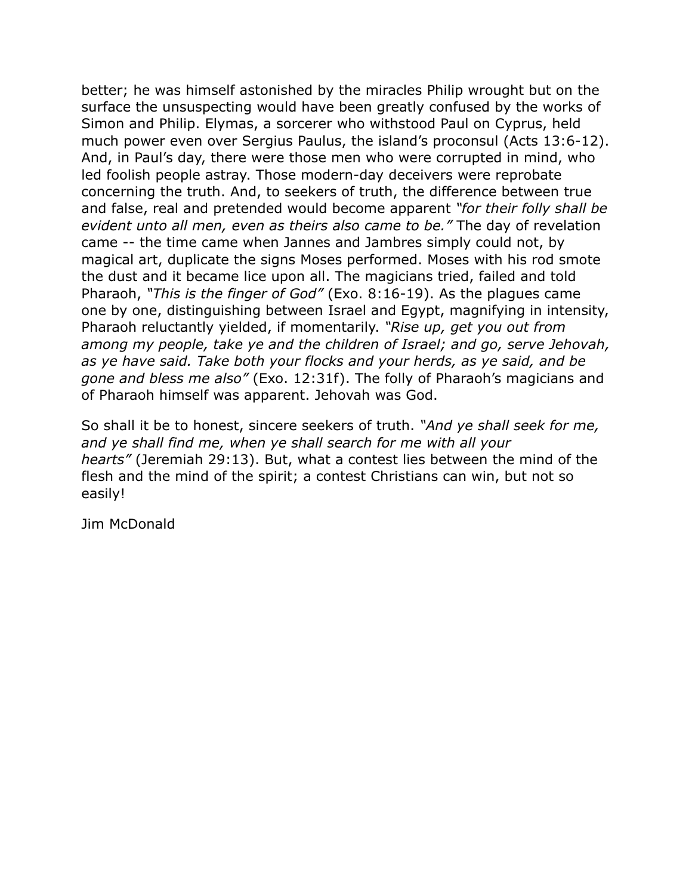better; he was himself astonished by the miracles Philip wrought but on the surface the unsuspecting would have been greatly confused by the works of Simon and Philip. Elymas, a sorcerer who withstood Paul on Cyprus, held much power even over Sergius Paulus, the island's proconsul (Acts 13:6-12). And, in Paul's day, there were those men who were corrupted in mind, who led foolish people astray. Those modern-day deceivers were reprobate concerning the truth. And, to seekers of truth, the difference between true and false, real and pretended would become apparent *"for their folly shall be evident unto all men, even as theirs also came to be."* The day of revelation came -- the time came when Jannes and Jambres simply could not, by magical art, duplicate the signs Moses performed. Moses with his rod smote the dust and it became lice upon all. The magicians tried, failed and told Pharaoh, *"This is the finger of God"* (Exo. 8:16-19). As the plagues came one by one, distinguishing between Israel and Egypt, magnifying in intensity, Pharaoh reluctantly yielded, if momentarily. *"Rise up, get you out from among my people, take ye and the children of Israel; and go, serve Jehovah, as ye have said. Take both your flocks and your herds, as ye said, and be gone and bless me also"* (Exo. 12:31f). The folly of Pharaoh's magicians and of Pharaoh himself was apparent. Jehovah was God.

So shall it be to honest, sincere seekers of truth. *"And ye shall seek for me, and ye shall find me, when ye shall search for me with all your hearts"* (Jeremiah 29:13). But, what a contest lies between the mind of the flesh and the mind of the spirit; a contest Christians can win, but not so easily!

Jim McDonald